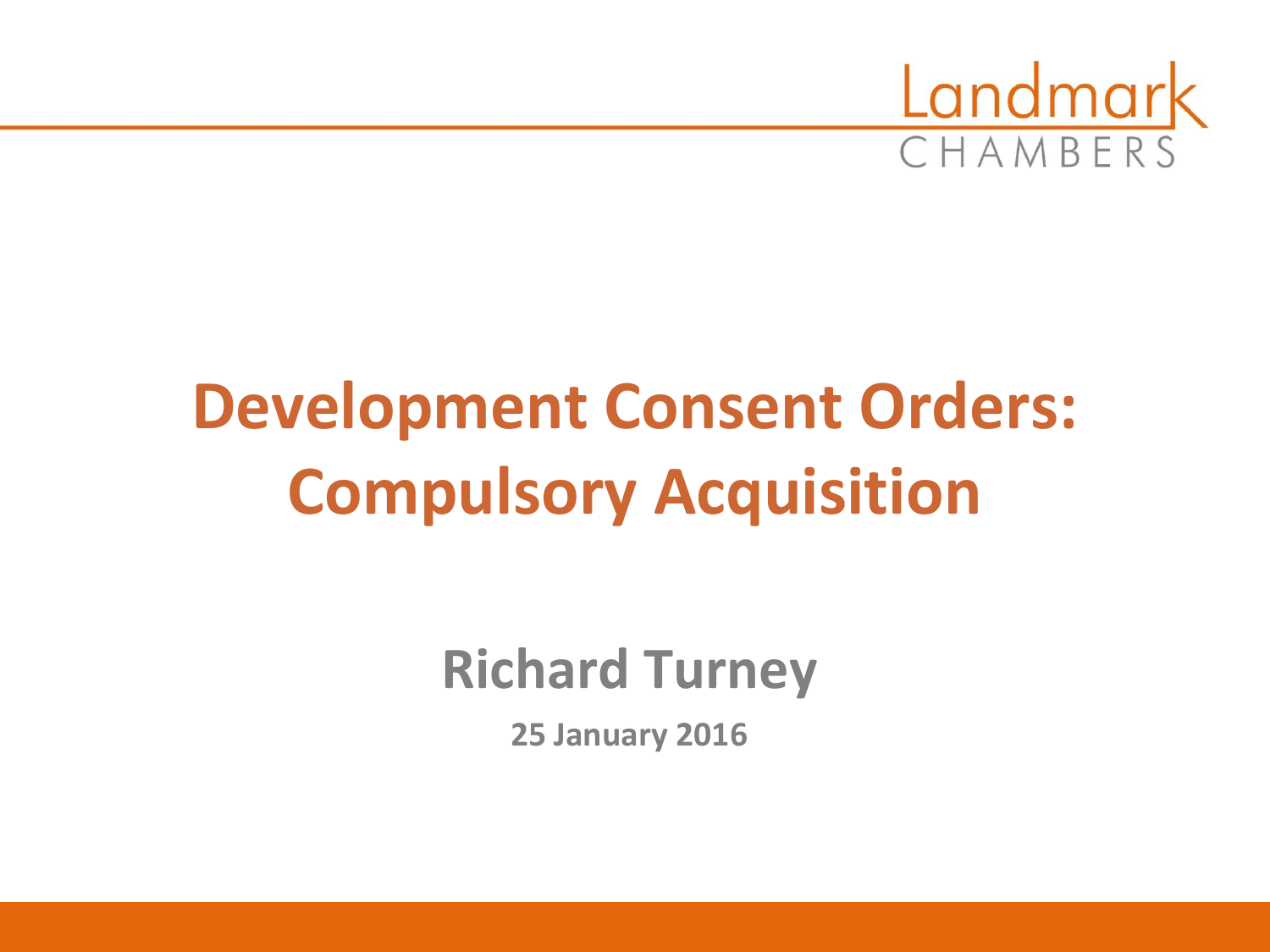Landmark CHAMBERS

# Development Consent Orders: Compulsory Acquisition

## Richard Turney

**25 January 2016**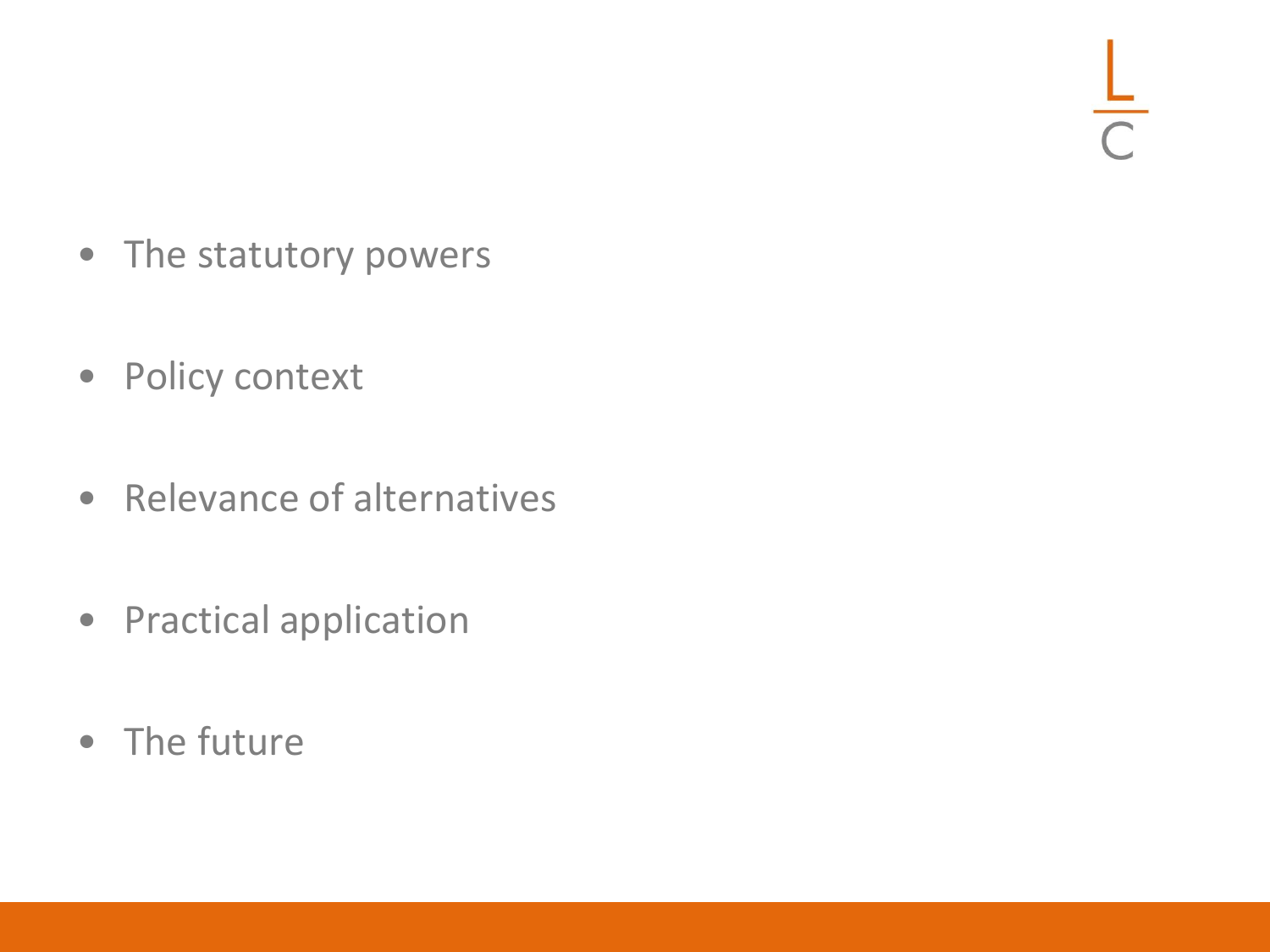- The statutory powers
- Policy context
- Relevance of alternatives
- Practical application
- The future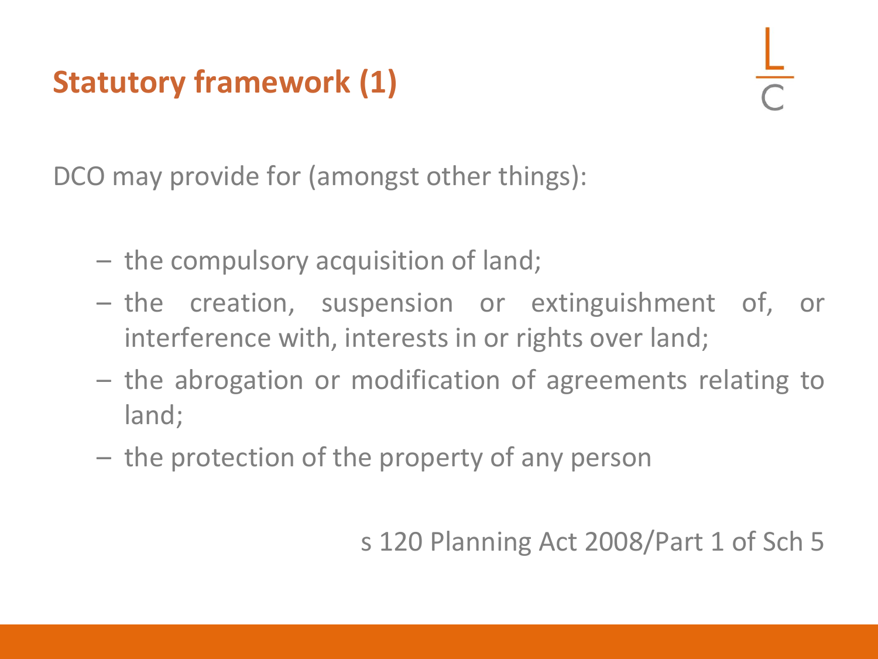## Statutory framework (1)

DCO may provide for (amongst other things):

- the compulsory acquisition of land;
- the creation, suspension or extinguishment of, or interference with, interests in or rights over land;
- the abrogation or modification of agreements relating to land;
- the protection of the property of any person

s 120 Planning Act 2008/Part 1 of Sch 5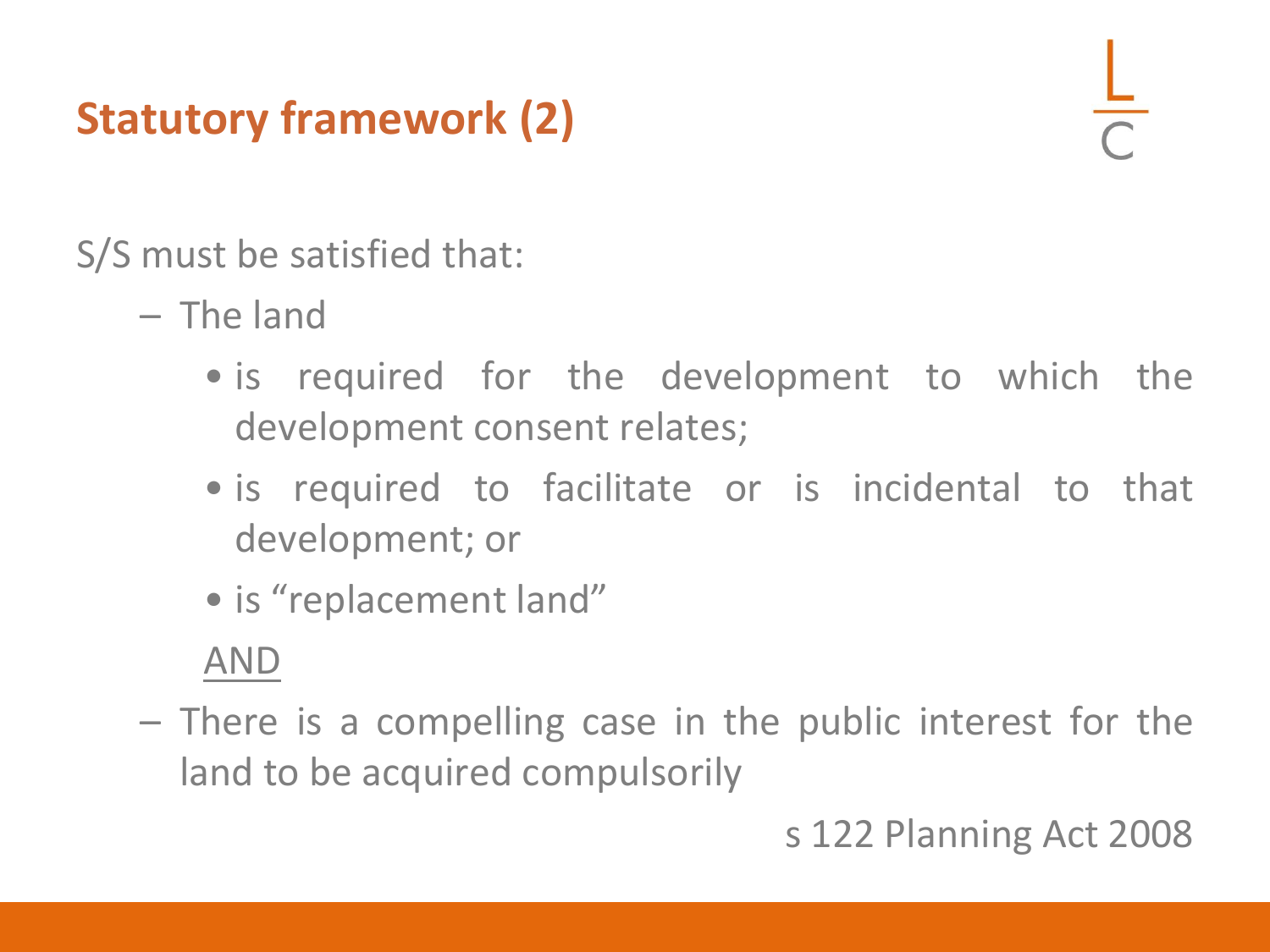# Statutory framework (2)

S/S must be satisfied that:

- The land
  - is required for the development to which the development consent relates;
  - is required to facilitate or is incidental to that development; or
  - is "replacement land"

  AND
- There is a compelling case in the public interest for the land to be acquired compulsorily

s 122 Planning Act 2008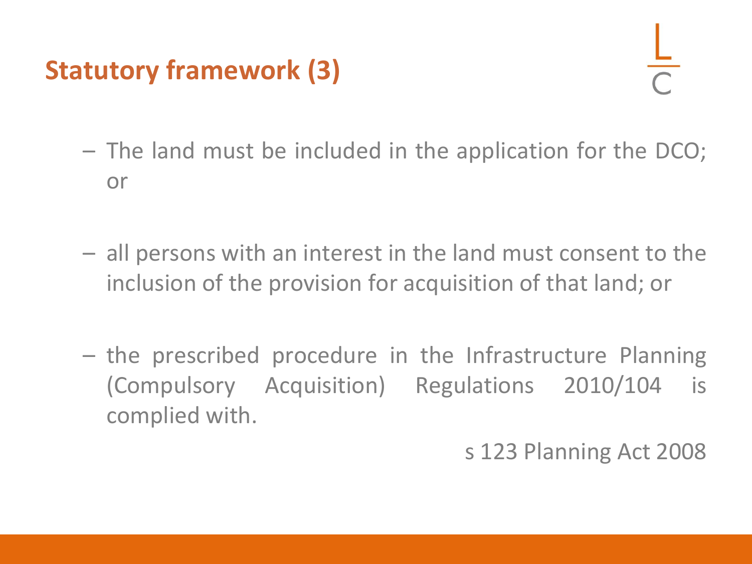## Statutory framework (3)

- The land must be included in the application for the DCO; or
- all persons with an interest in the land must consent to the inclusion of the provision for acquisition of that land; or
- the prescribed procedure in the Infrastructure Planning (Compulsory Acquisition) Regulations 2010/104 is complied with.

s 123 Planning Act 2008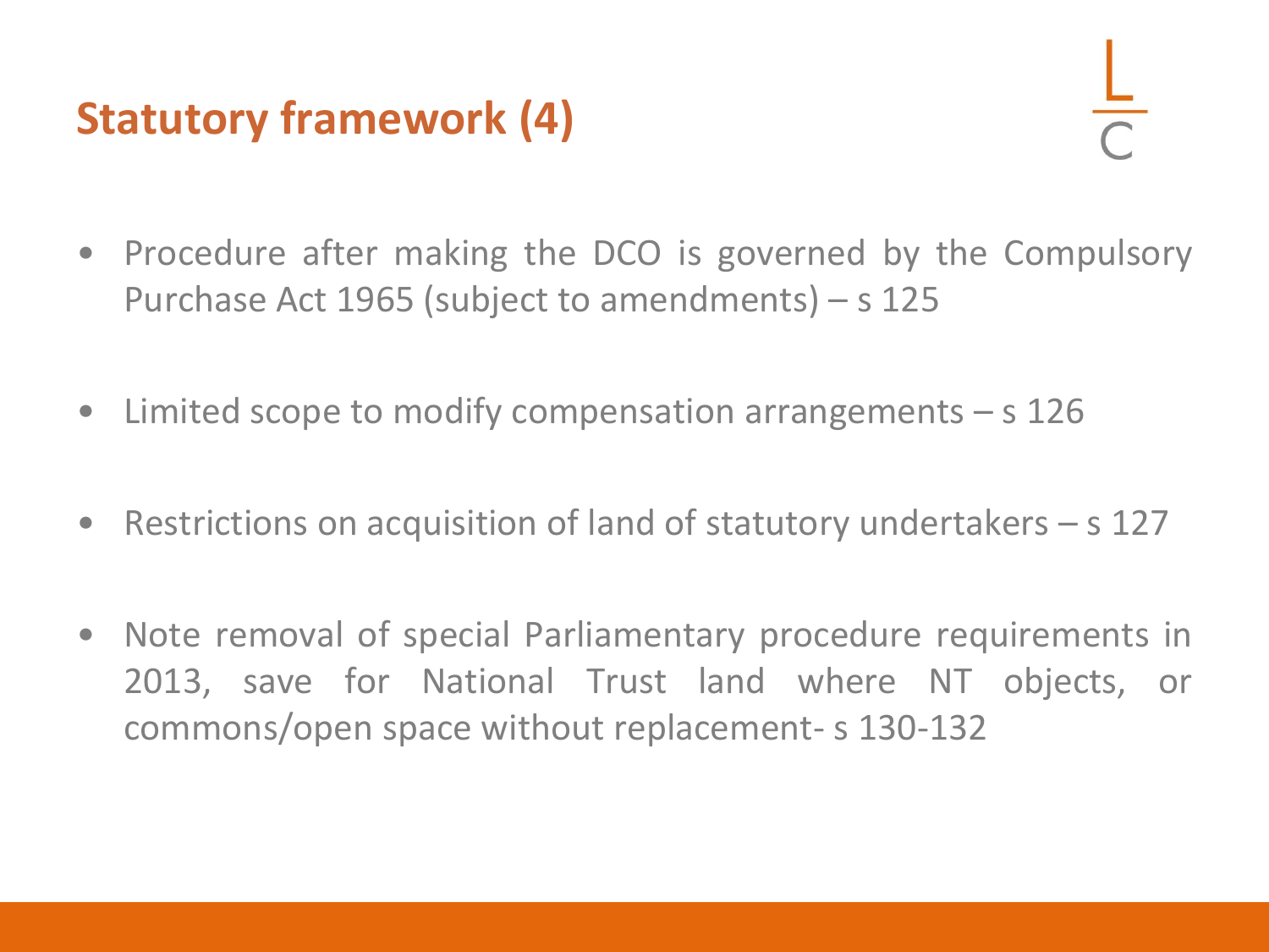# Statutory framework (4)

- Procedure after making the DCO is governed by the Compulsory Purchase Act 1965 (subject to amendments) – s 125
- Limited scope to modify compensation arrangements – s 126
- Restrictions on acquisition of land of statutory undertakers – s 127
- Note removal of special Parliamentary procedure requirements in 2013, save for National Trust land where NT objects, or commons/open space without replacement- s 130-132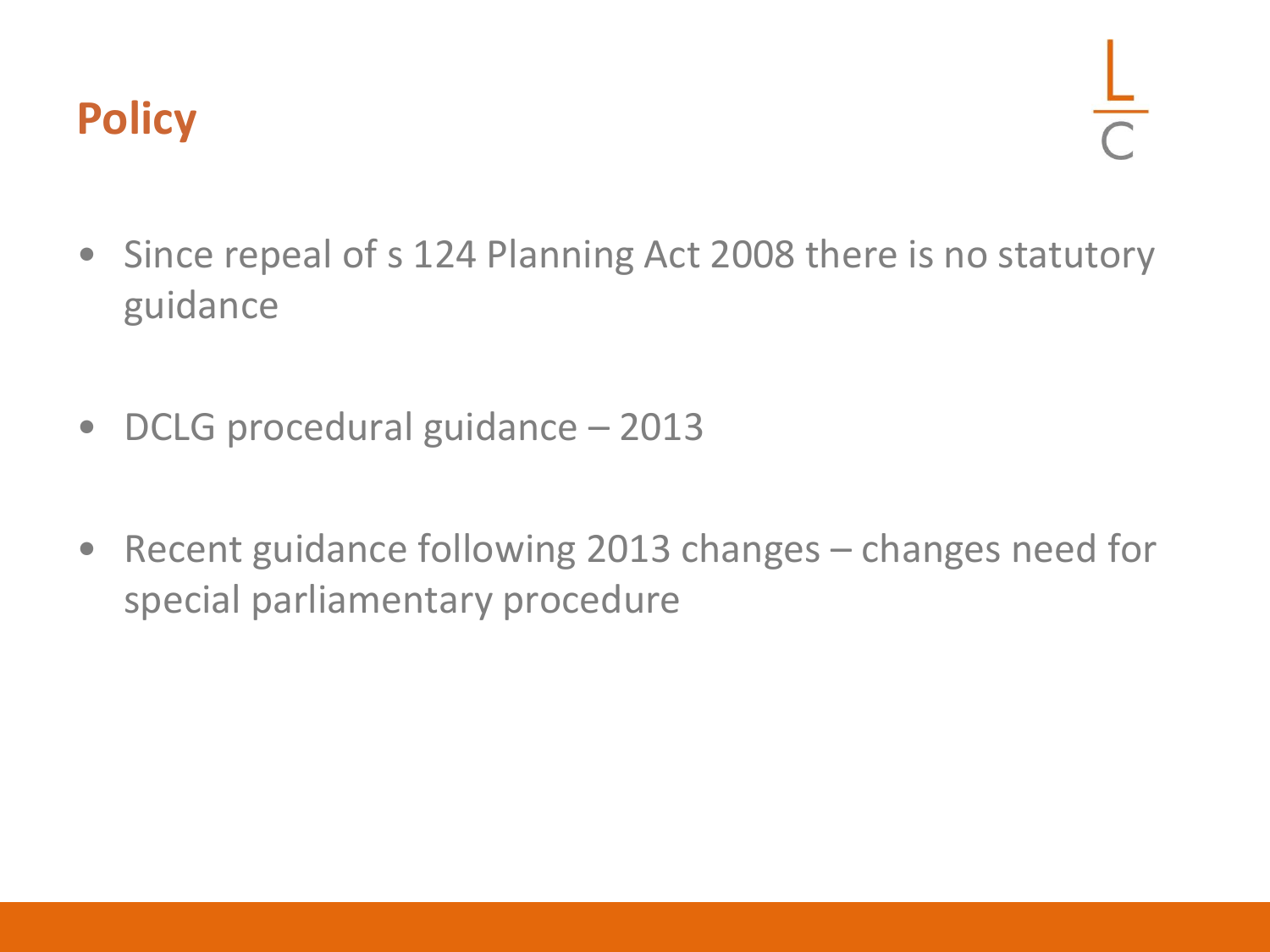## Policy

- Since repeal of s 124 Planning Act 2008 there is no statutory guidance
- DCLG procedural guidance – 2013
- Recent guidance following 2013 changes – changes need for special parliamentary procedure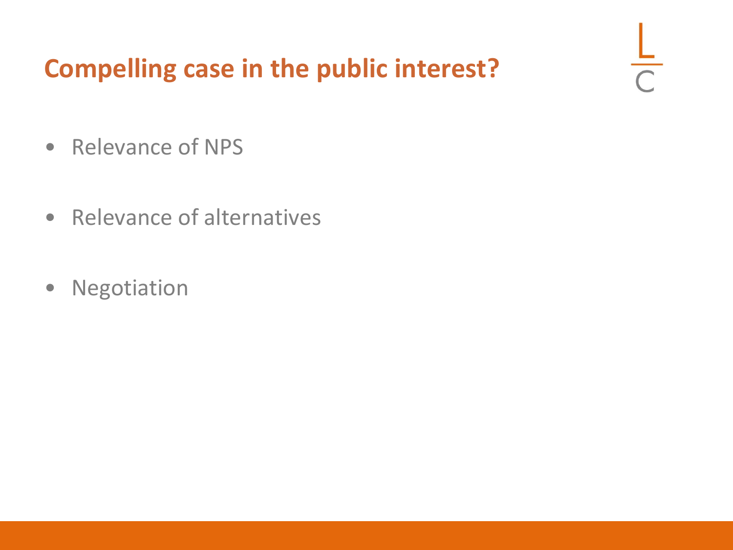# Compelling case in the public interest?

- Relevance of NPS
- Relevance of alternatives
- Negotiation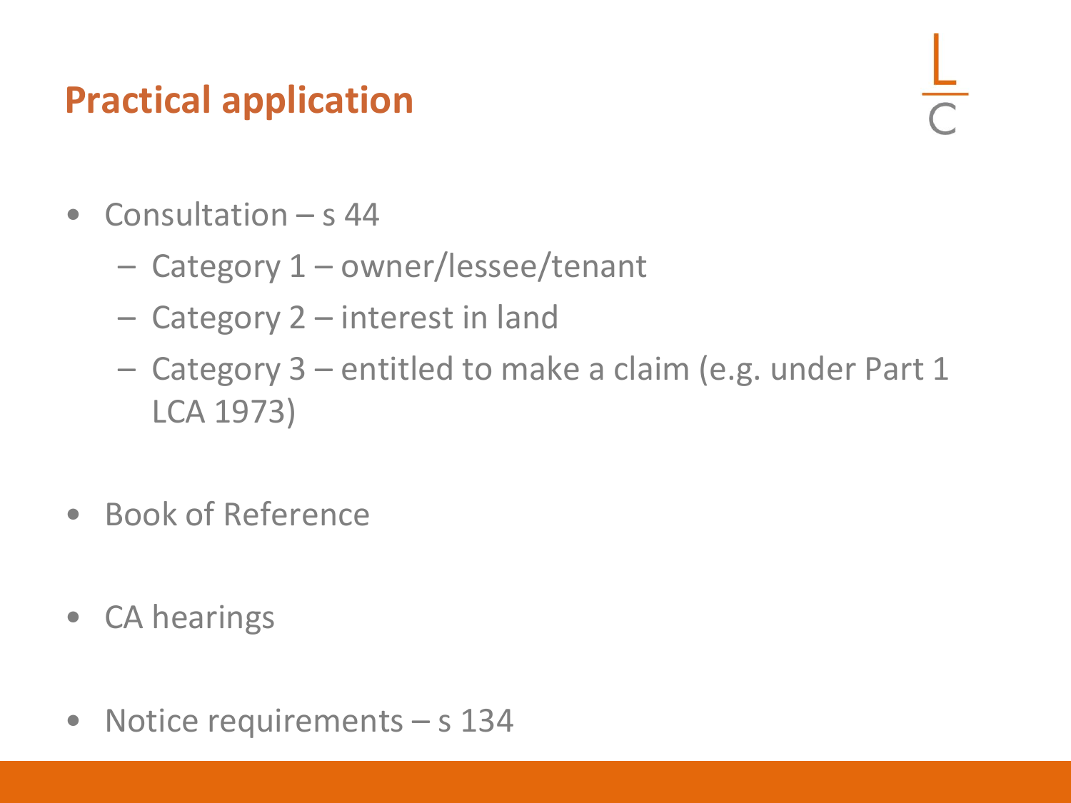# Practical application

- Consultation – s 44
  - Category 1 – owner/lessee/tenant
  - Category 2 – interest in land
  - Category 3 – entitled to make a claim (e.g. under Part 1 LCA 1973)
- Book of Reference
- CA hearings
- Notice requirements – s 134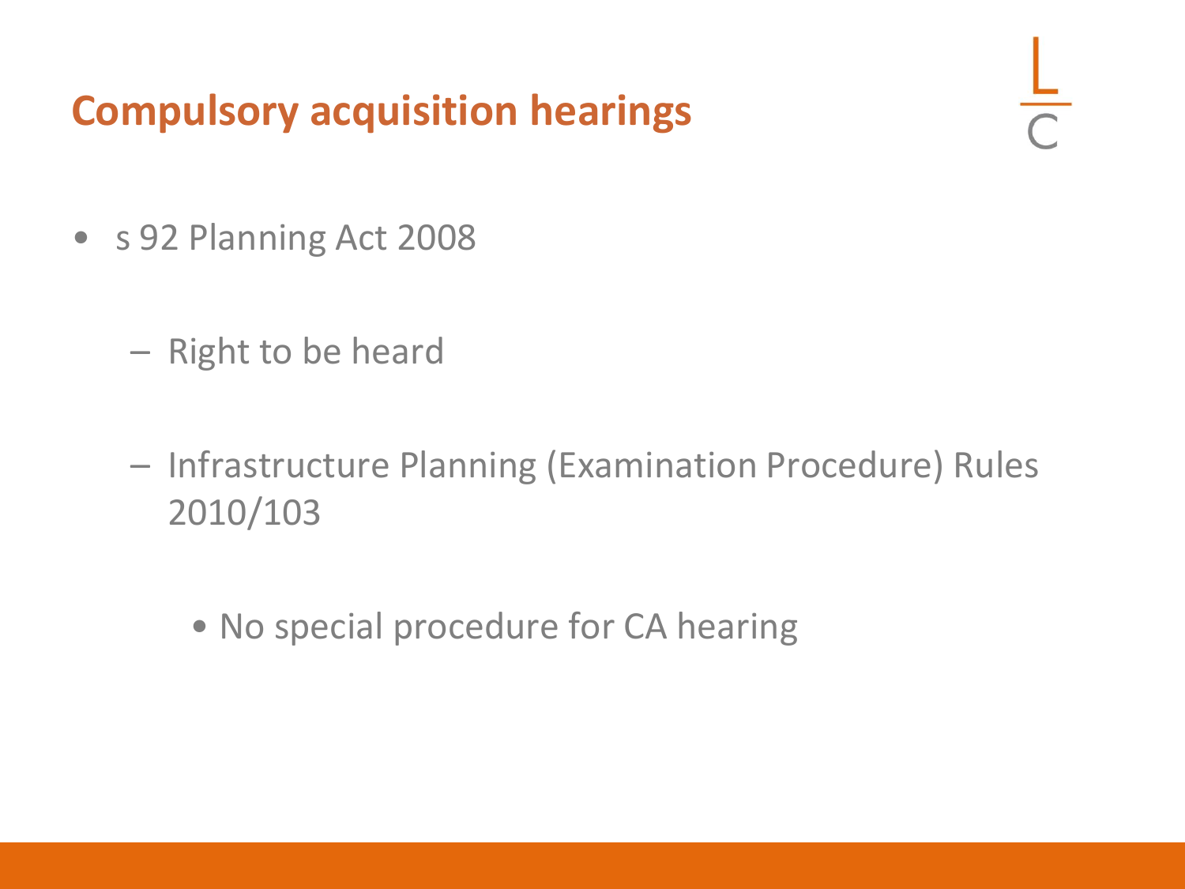# Compulsory acquisition hearings

- s 92 Planning Act 2008
  - Right to be heard
  - Infrastructure Planning (Examination Procedure) Rules 2010/103
    - No special procedure for CA hearing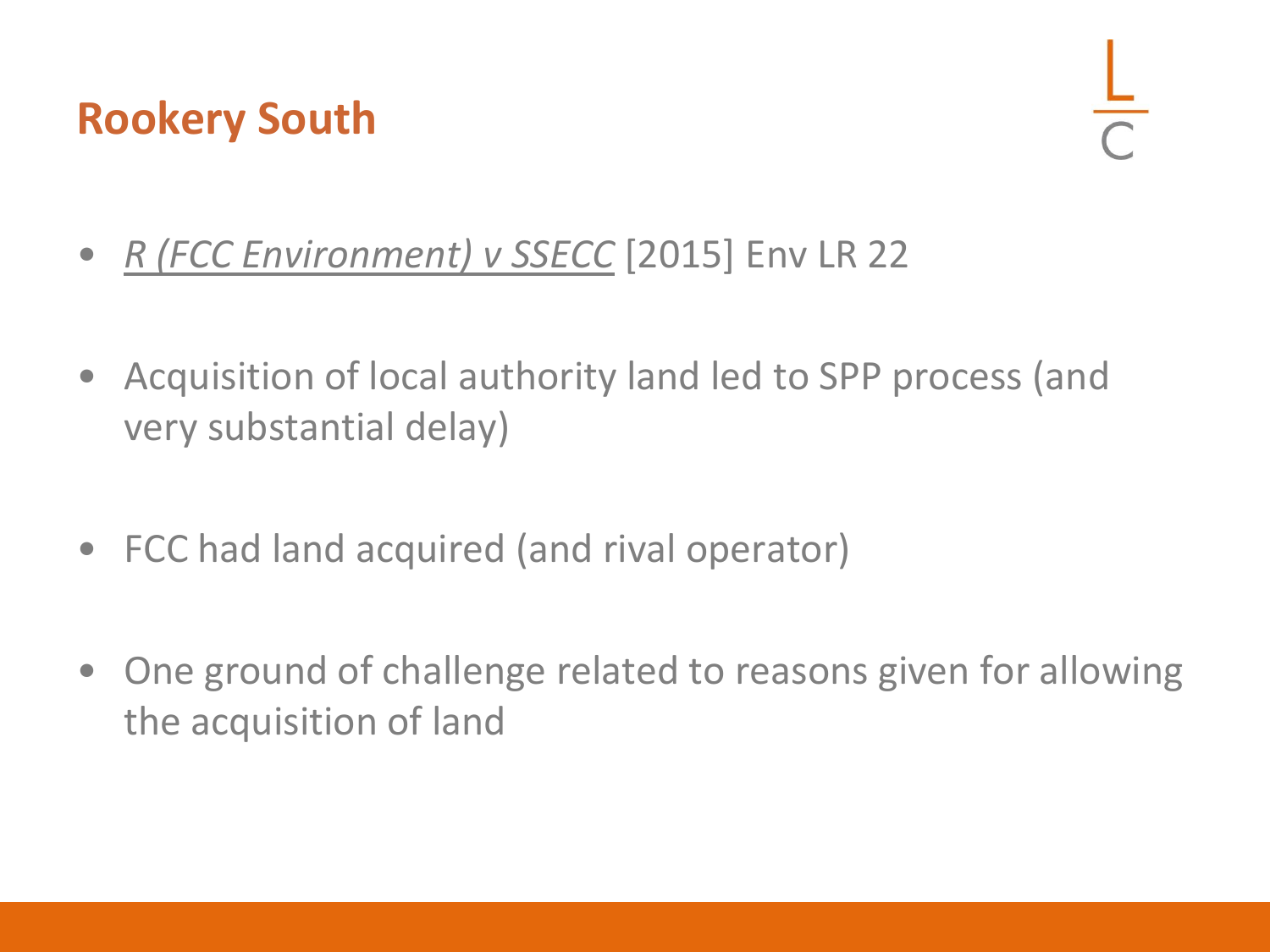## Rookery South

- *R (FCC Environment) v SSECC* [2015] Env LR 22

- Acquisition of local authority land led to SPP process (and very substantial delay)

- FCC had land acquired (and rival operator)

- One ground of challenge related to reasons given for allowing the acquisition of land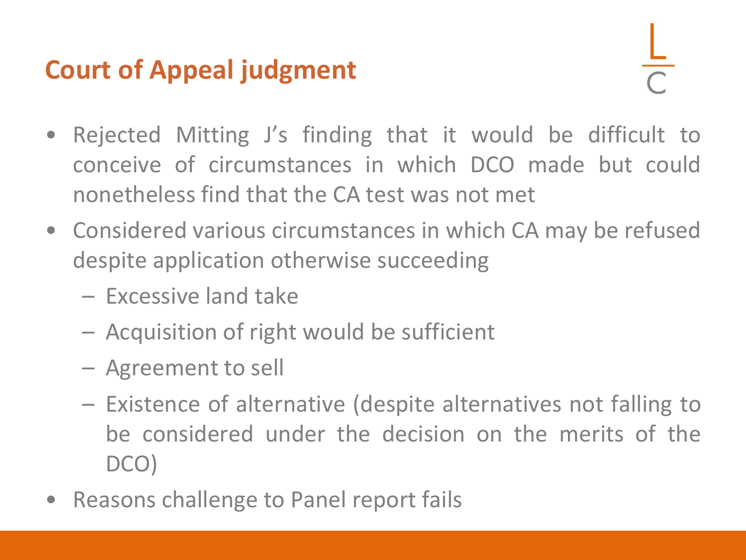## Court of Appeal judgment

- Rejected Mitting J's finding that it would be difficult to conceive of circumstances in which DCO made but could nonetheless find that the CA test was not met
- Considered various circumstances in which CA may be refused despite application otherwise succeeding
  - Excessive land take
  - Acquisition of right would be sufficient
  - Agreement to sell
  - Existence of alternative (despite alternatives not falling to be considered under the decision on the merits of the DCO)
- Reasons challenge to Panel report fails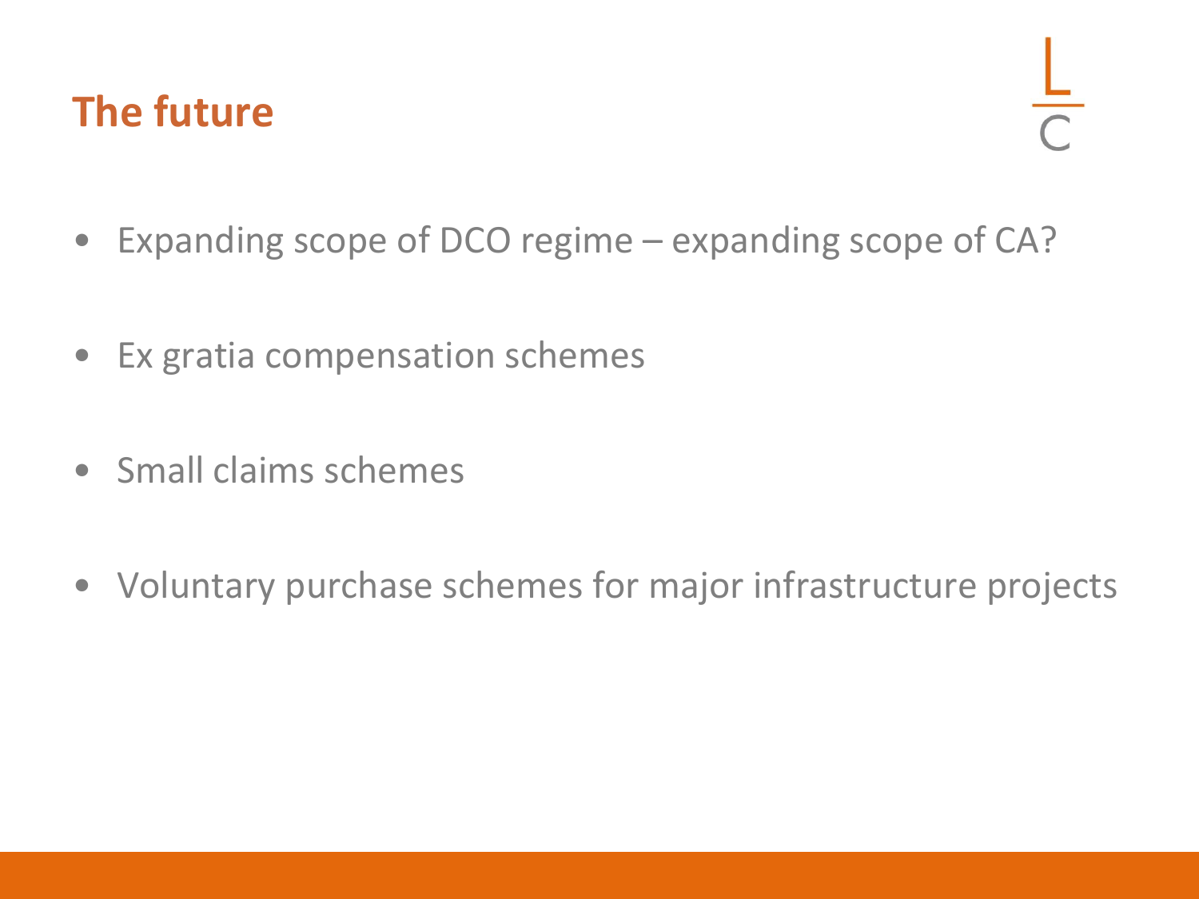# The future

- Expanding scope of DCO regime – expanding scope of CA?
- Ex gratia compensation schemes
- Small claims schemes
- Voluntary purchase schemes for major infrastructure projects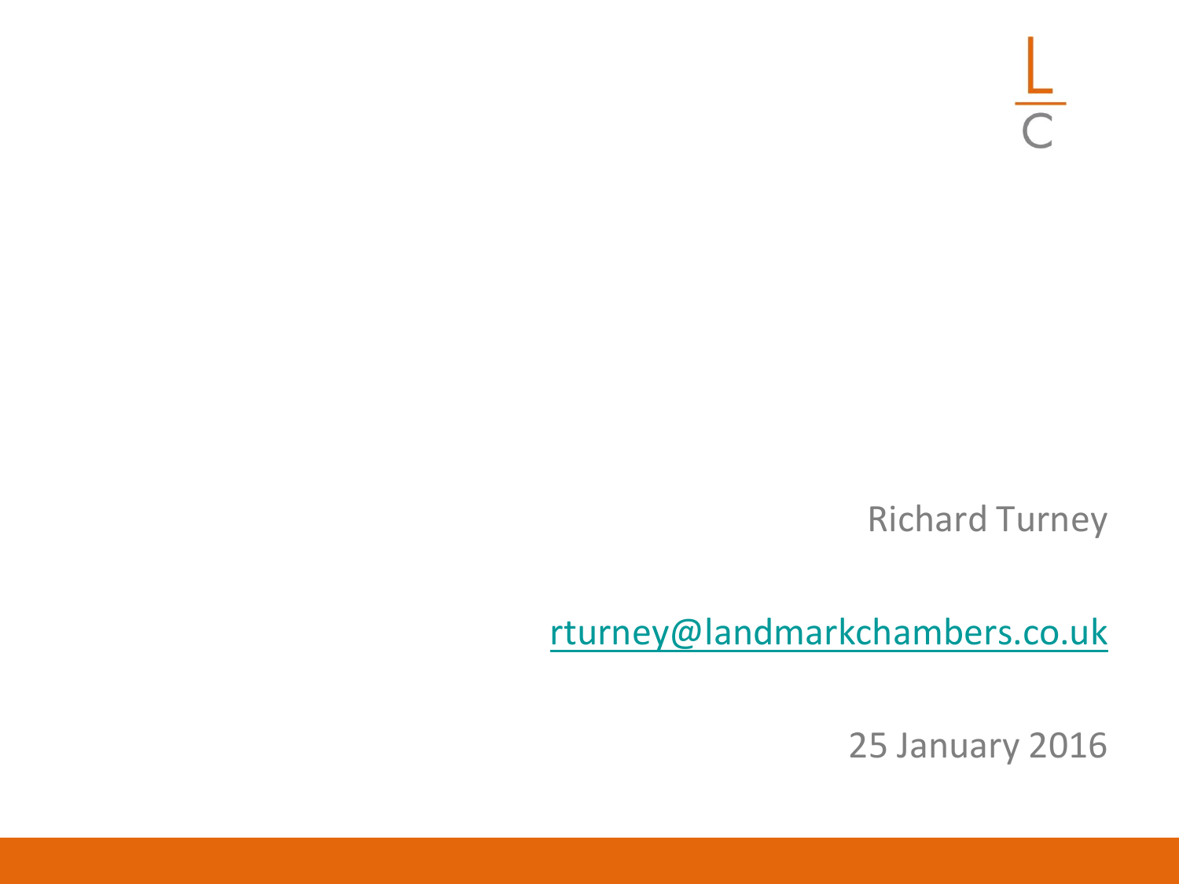Richard Turney

rturney@landmarkchambers.co.uk

25 January 2016